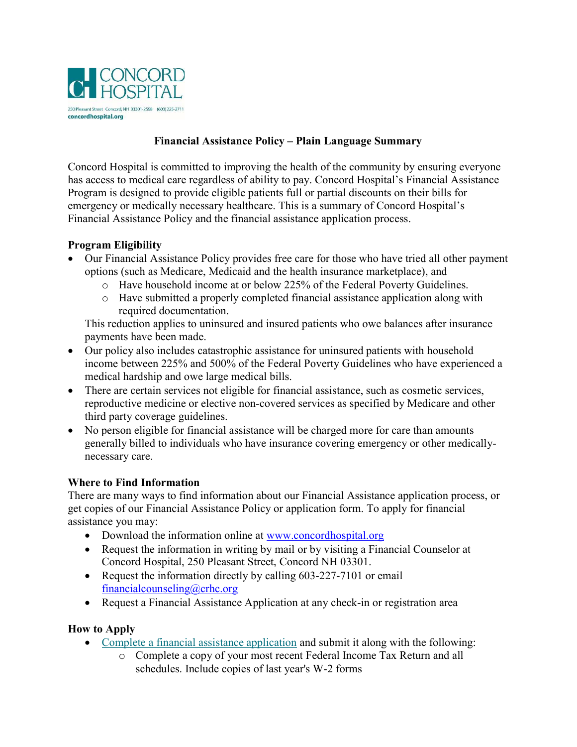CONCORD HOSPITAL

250 Pleasant Street Concord, NH 03301-2598 (603)225-2711
concordhospital.org

# Financial Assistance Policy – Plain Language Summary

Concord Hospital is committed to improving the health of the community by ensuring everyone has access to medical care regardless of ability to pay. Concord Hospital's Financial Assistance Program is designed to provide eligible patients full or partial discounts on their bills for emergency or medically necessary healthcare. This is a summary of Concord Hospital's Financial Assistance Policy and the financial assistance application process.

## Program Eligibility

- Our Financial Assistance Policy provides free care for those who have tried all other payment options (such as Medicare, Medicaid and the health insurance marketplace), and
  - Have household income at or below 225% of the Federal Poverty Guidelines.
  - Have submitted a properly completed financial assistance application along with required documentation.

  This reduction applies to uninsured and insured patients who owe balances after insurance payments have been made.
- Our policy also includes catastrophic assistance for uninsured patients with household income between 225% and 500% of the Federal Poverty Guidelines who have experienced a medical hardship and owe large medical bills.
- There are certain services not eligible for financial assistance, such as cosmetic services, reproductive medicine or elective non-covered services as specified by Medicare and other third party coverage guidelines.
- No person eligible for financial assistance will be charged more for care than amounts generally billed to individuals who have insurance covering emergency or other medically-necessary care.

## Where to Find Information

There are many ways to find information about our Financial Assistance application process, or get copies of our Financial Assistance Policy or application form. To apply for financial assistance you may:

- Download the information online at [www.concordhospital.org](www.concordhospital.org)
- Request the information in writing by mail or by visiting a Financial Counselor at Concord Hospital, 250 Pleasant Street, Concord NH 03301.
- Request the information directly by calling 603-227-7101 or email [financialcounseling@crhc.org](mailto:financialcounseling@crhc.org)
- Request a Financial Assistance Application at any check-in or registration area

## How to Apply

- Complete a financial assistance application and submit it along with the following:
  - Complete a copy of your most recent Federal Income Tax Return and all schedules. Include copies of last year's W-2 forms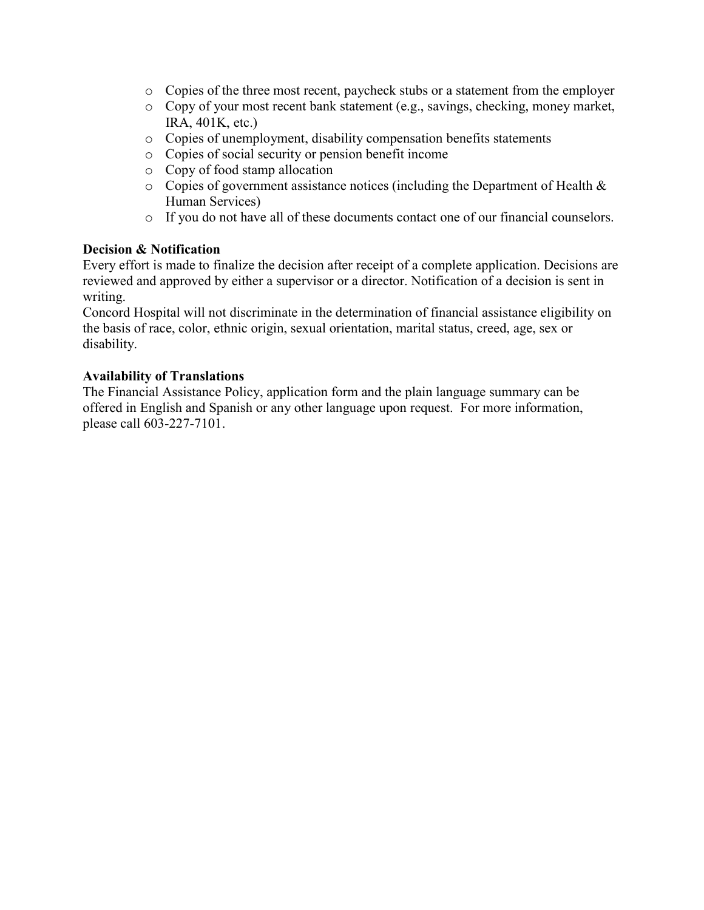- Copies of the three most recent, paycheck stubs or a statement from the employer
- Copy of your most recent bank statement (e.g., savings, checking, money market, IRA, 401K, etc.)
- Copies of unemployment, disability compensation benefits statements
- Copies of social security or pension benefit income
- Copy of food stamp allocation
- Copies of government assistance notices (including the Department of Health & Human Services)
- If you do not have all of these documents contact one of our financial counselors.

**Decision & Notification**

Every effort is made to finalize the decision after receipt of a complete application. Decisions are reviewed and approved by either a supervisor or a director. Notification of a decision is sent in writing.

Concord Hospital will not discriminate in the determination of financial assistance eligibility on the basis of race, color, ethnic origin, sexual orientation, marital status, creed, age, sex or disability.

**Availability of Translations**

The Financial Assistance Policy, application form and the plain language summary can be offered in English and Spanish or any other language upon request. For more information, please call 603-227-7101.